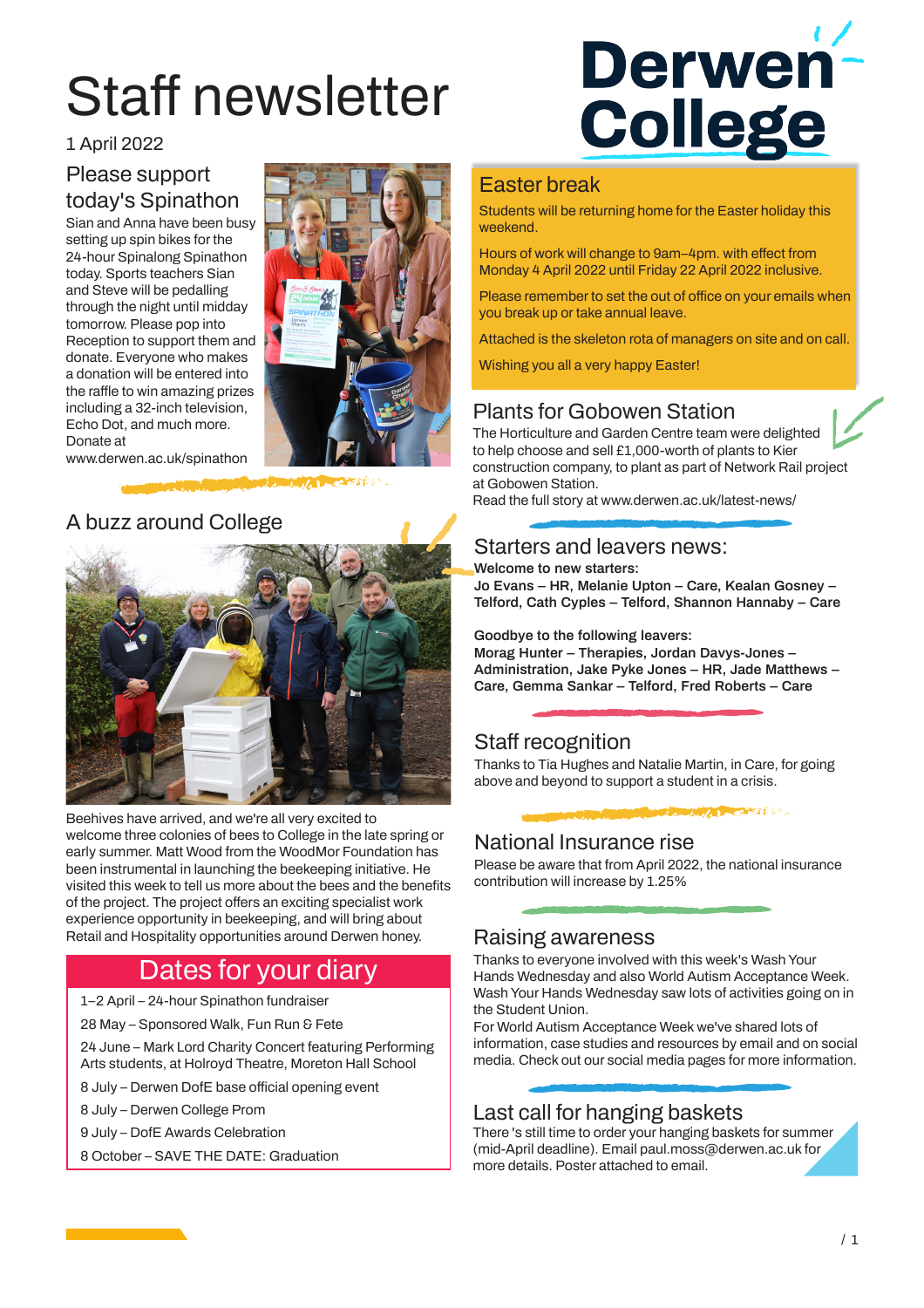# Staff newsletter

1 April 2022

**Derwen College**

## Please support today's Spinathon

Sian and Anna have been busy setting up spin bikes for the 24-hour Spinalong Spinathon today. Sports teachers Sian and Steve will be pedalling through the night until midday tomorrow. Please pop into Reception to support them and donate. Everyone who makes a donation will be entered into the raffle to win amazing prizes including a 32-inch television, Echo Dot, and much more. Donate at www.derwen.ac.uk/spinathon

## A buzz around College

Beehives have arrived, and we're all very excited to welcome three colonies of bees to College in the late spring or early summer. Matt Wood from the WoodMor Foundation has been instrumental in launching the beekeeping initiative. He visited this week to tell us more about the bees and the benefits of the project. The project offers an exciting specialist work experience opportunity in beekeeping, and will bring about Retail and Hospitality opportunities around Derwen honey.

## Dates for your diary

- 1–2 April – 24-hour Spinathon fundraiser
- 28 May – Sponsored Walk, Fun Run & Fete
- 24 June – Mark Lord Charity Concert featuring Performing Arts students, at Holroyd Theatre, Moreton Hall School
- 8 July – Derwen DofE base official opening event
- 8 July – Derwen College Prom
- 9 July – DofE Awards Celebration
- 8 October – SAVE THE DATE: Graduation

## Easter break

Students will be returning home for the Easter holiday this weekend.

Hours of work will change to 9am–4pm. with effect from Monday 4 April 2022 until Friday 22 April 2022 inclusive.

Please remember to set the out of office on your emails when you break up or take annual leave.

Attached is the skeleton rota of managers on site and on call.

Wishing you all a very happy Easter!

## Plants for Gobowen Station

The Horticulture and Garden Centre team were delighted to help choose and sell £1,000-worth of plants to Kier construction company, to plant as part of Network Rail project at Gobowen Station.
Read the full story at www.derwen.ac.uk/latest-news/

## Starters and leavers news:

**Welcome to new starters:**
**Jo Evans – HR, Melanie Upton – Care, Kealan Gosney – Telford, Cath Cyples – Telford, Shannon Hannaby – Care**

**Goodbye to the following leavers:**
**Morag Hunter – Therapies, Jordan Davys-Jones – Administration, Jake Pyke Jones – HR, Jade Matthews – Care, Gemma Sankar – Telford, Fred Roberts – Care**

## Staff recognition

Thanks to Tia Hughes and Natalie Martin, in Care, for going above and beyond to support a student in a crisis.

## National Insurance rise

Please be aware that from April 2022, the national insurance contribution will increase by 1.25%

## Raising awareness

Thanks to everyone involved with this week's Wash Your Hands Wednesday and also World Autism Acceptance Week. Wash Your Hands Wednesday saw lots of activities going on in the Student Union.
For World Autism Acceptance Week we've shared lots of information, case studies and resources by email and on social media. Check out our social media pages for more information.

## Last call for hanging baskets

There 's still time to order your hanging baskets for summer (mid-April deadline). Email paul.moss@derwen.ac.uk for more details. Poster attached to email.